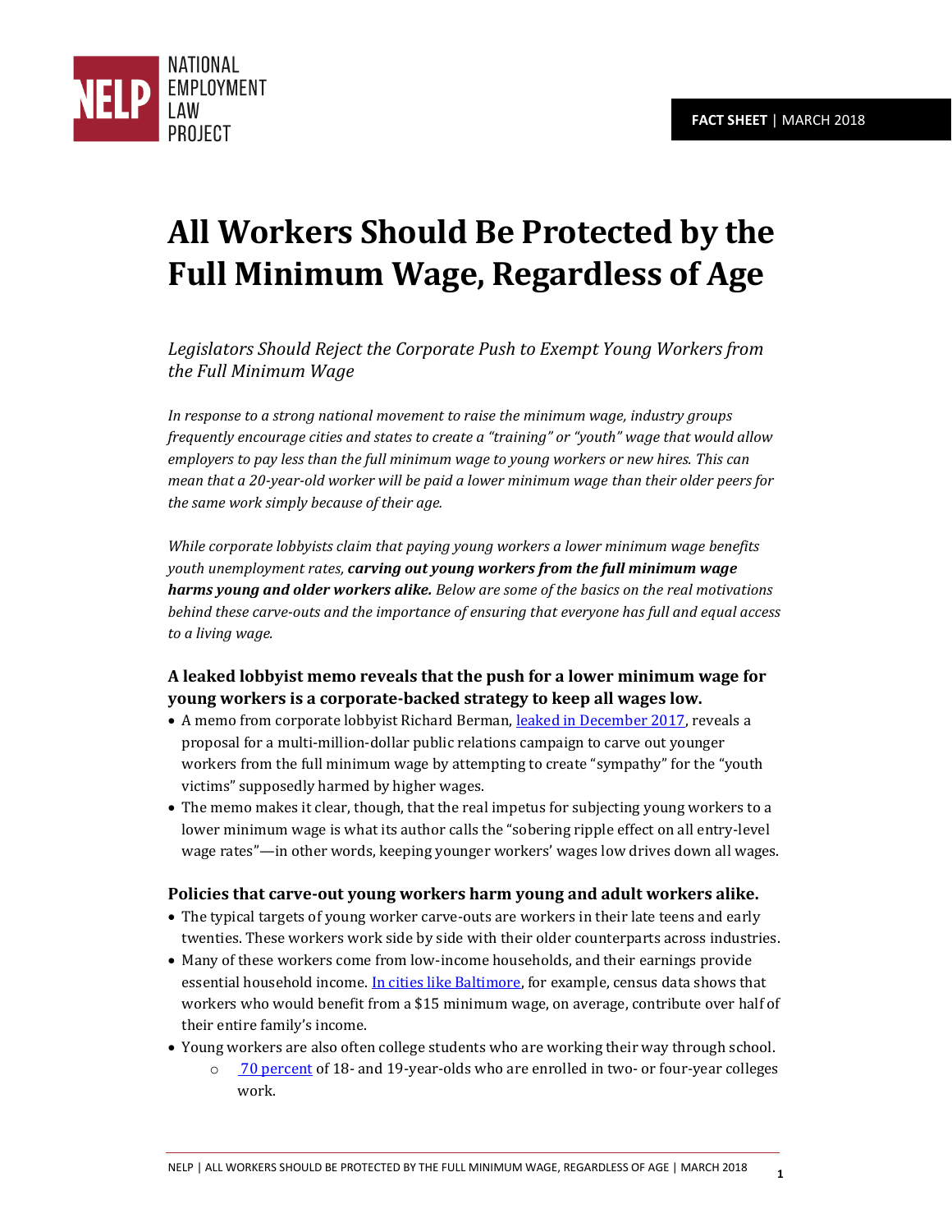NATIONAL EMPLOYMENT LAW PROJECT

**FACT SHEET** | MARCH 2018

# All Workers Should Be Protected by the Full Minimum Wage, Regardless of Age

*Legislators Should Reject the Corporate Push to Exempt Young Workers from the Full Minimum Wage*

*In response to a strong national movement to raise the minimum wage, industry groups frequently encourage cities and states to create a "training" or "youth" wage that would allow employers to pay less than the full minimum wage to young workers or new hires. This can mean that a 20-year-old worker will be paid a lower minimum wage than their older peers for the same work simply because of their age.*

*While corporate lobbyists claim that paying young workers a lower minimum wage benefits youth unemployment rates,* ***carving out young workers from the full minimum wage harms young and older workers alike.*** *Below are some of the basics on the real motivations behind these carve-outs and the importance of ensuring that everyone has full and equal access to a living wage.*

### A leaked lobbyist memo reveals that the push for a lower minimum wage for young workers is a corporate-backed strategy to keep all wages low.

- A memo from corporate lobbyist Richard Berman, leaked in December 2017, reveals a proposal for a multi-million-dollar public relations campaign to carve out younger workers from the full minimum wage by attempting to create "sympathy" for the "youth victims" supposedly harmed by higher wages.
- The memo makes it clear, though, that the real impetus for subjecting young workers to a lower minimum wage is what its author calls the "sobering ripple effect on all entry-level wage rates"—in other words, keeping younger workers' wages low drives down all wages.

### Policies that carve-out young workers harm young and adult workers alike.

- The typical targets of young worker carve-outs are workers in their late teens and early twenties. These workers work side by side with their older counterparts across industries.
- Many of these workers come from low-income households, and their earnings provide essential household income. In cities like Baltimore, for example, census data shows that workers who would benefit from a $15 minimum wage, on average, contribute over half of their entire family's income.
- Young workers are also often college students who are working their way through school.
    - 70 percent of 18- and 19-year-olds who are enrolled in two- or four-year colleges work.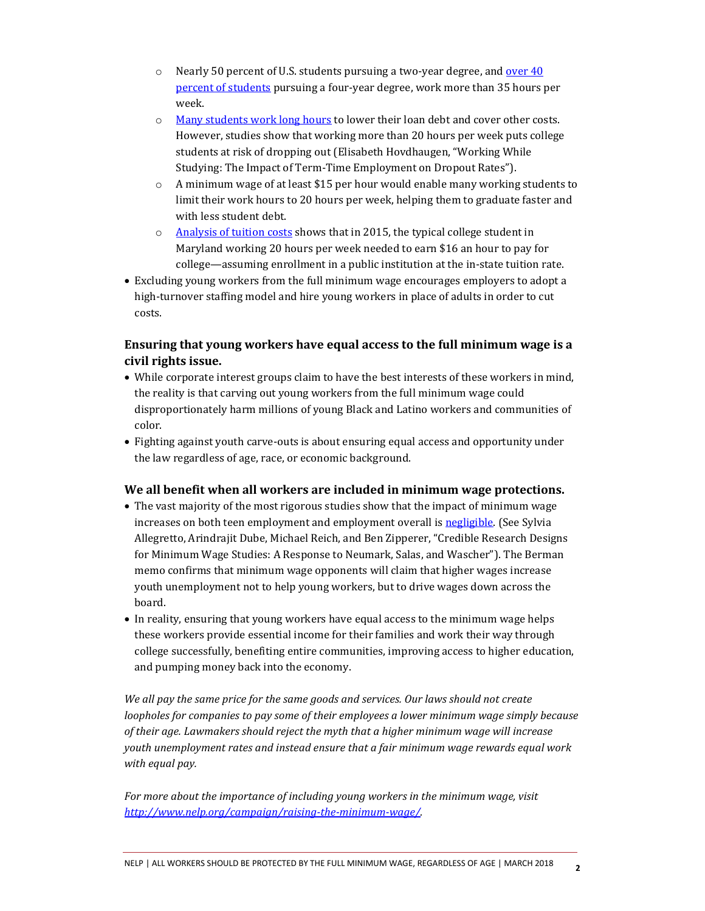- Nearly 50 percent of U.S. students pursuing a two-year degree, and over 40 percent of students pursuing a four-year degree, work more than 35 hours per week.
  - Many students work long hours to lower their loan debt and cover other costs. However, studies show that working more than 20 hours per week puts college students at risk of dropping out (Elisabeth Hovdhaugen, "Working While Studying: The Impact of Term-Time Employment on Dropout Rates").
  - A minimum wage of at least $15 per hour would enable many working students to limit their work hours to 20 hours per week, helping them to graduate faster and with less student debt.
  - Analysis of tuition costs shows that in 2015, the typical college student in Maryland working 20 hours per week needed to earn $16 an hour to pay for college—assuming enrollment in a public institution at the in-state tuition rate.
- Excluding young workers from the full minimum wage encourages employers to adopt a high-turnover staffing model and hire young workers in place of adults in order to cut costs.

**Ensuring that young workers have equal access to the full minimum wage is a civil rights issue.**

- While corporate interest groups claim to have the best interests of these workers in mind, the reality is that carving out young workers from the full minimum wage could disproportionately harm millions of young Black and Latino workers and communities of color.
- Fighting against youth carve-outs is about ensuring equal access and opportunity under the law regardless of age, race, or economic background.

**We all benefit when all workers are included in minimum wage protections.**

- The vast majority of the most rigorous studies show that the impact of minimum wage increases on both teen employment and employment overall is negligible. (See Sylvia Allegretto, Arindrajit Dube, Michael Reich, and Ben Zipperer, "Credible Research Designs for Minimum Wage Studies: A Response to Neumark, Salas, and Wascher"). The Berman memo confirms that minimum wage opponents will claim that higher wages increase youth unemployment not to help young workers, but to drive wages down across the board.
- In reality, ensuring that young workers have equal access to the minimum wage helps these workers provide essential income for their families and work their way through college successfully, benefiting entire communities, improving access to higher education, and pumping money back into the economy.

*We all pay the same price for the same goods and services. Our laws should not create loopholes for companies to pay some of their employees a lower minimum wage simply because of their age. Lawmakers should reject the myth that a higher minimum wage will increase youth unemployment rates and instead ensure that a fair minimum wage rewards equal work with equal pay.*

*For more about the importance of including young workers in the minimum wage, visit http://www.nelp.org/campaign/raising-the-minimum-wage/.*